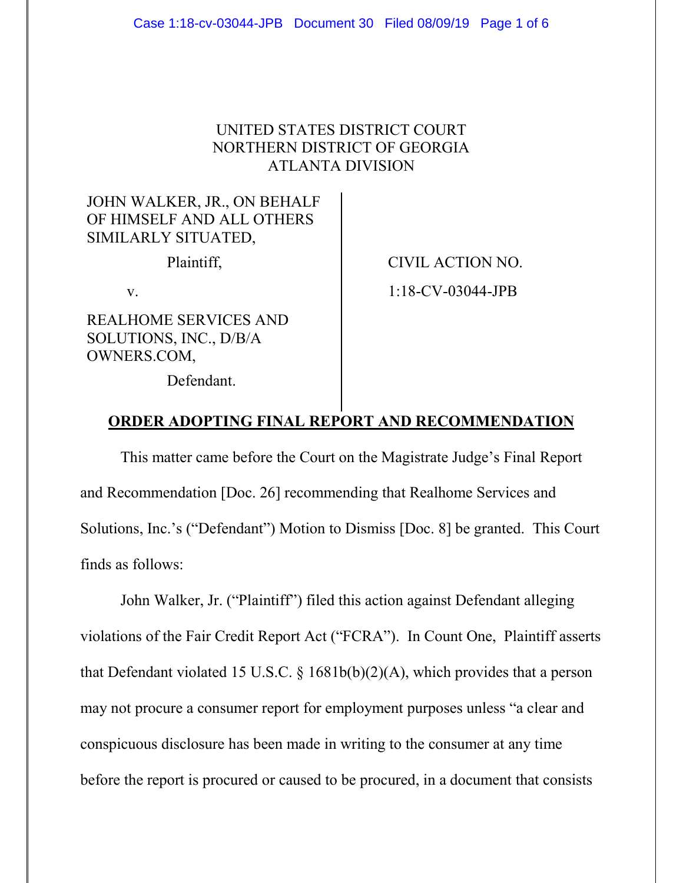UNITED STATES DISTRICT COURT
NORTHERN DISTRICT OF GEORGIA
ATLANTA DIVISION

| | |
|---|---|
| JOHN WALKER, JR., ON BEHALF OF HIMSELF AND ALL OTHERS SIMILARLY SITUATED,<br><br>Plaintiff,<br><br>v.<br><br>REALHOME SERVICES AND SOLUTIONS, INC., D/B/A OWNERS.COM,<br><br>Defendant. | CIVIL ACTION NO.<br><br>1:18-CV-03044-JPB |

## ORDER ADOPTING FINAL REPORT AND RECOMMENDATION

This matter came before the Court on the Magistrate Judge's Final Report and Recommendation [Doc. 26] recommending that Realhome Services and Solutions, Inc.'s ("Defendant") Motion to Dismiss [Doc. 8] be granted. This Court finds as follows:

John Walker, Jr. ("Plaintiff") filed this action against Defendant alleging violations of the Fair Credit Report Act ("FCRA"). In Count One, Plaintiff asserts that Defendant violated 15 U.S.C. § 1681b(b)(2)(A), which provides that a person may not procure a consumer report for employment purposes unless "a clear and conspicuous disclosure has been made in writing to the consumer at any time before the report is procured or caused to be procured, in a document that consists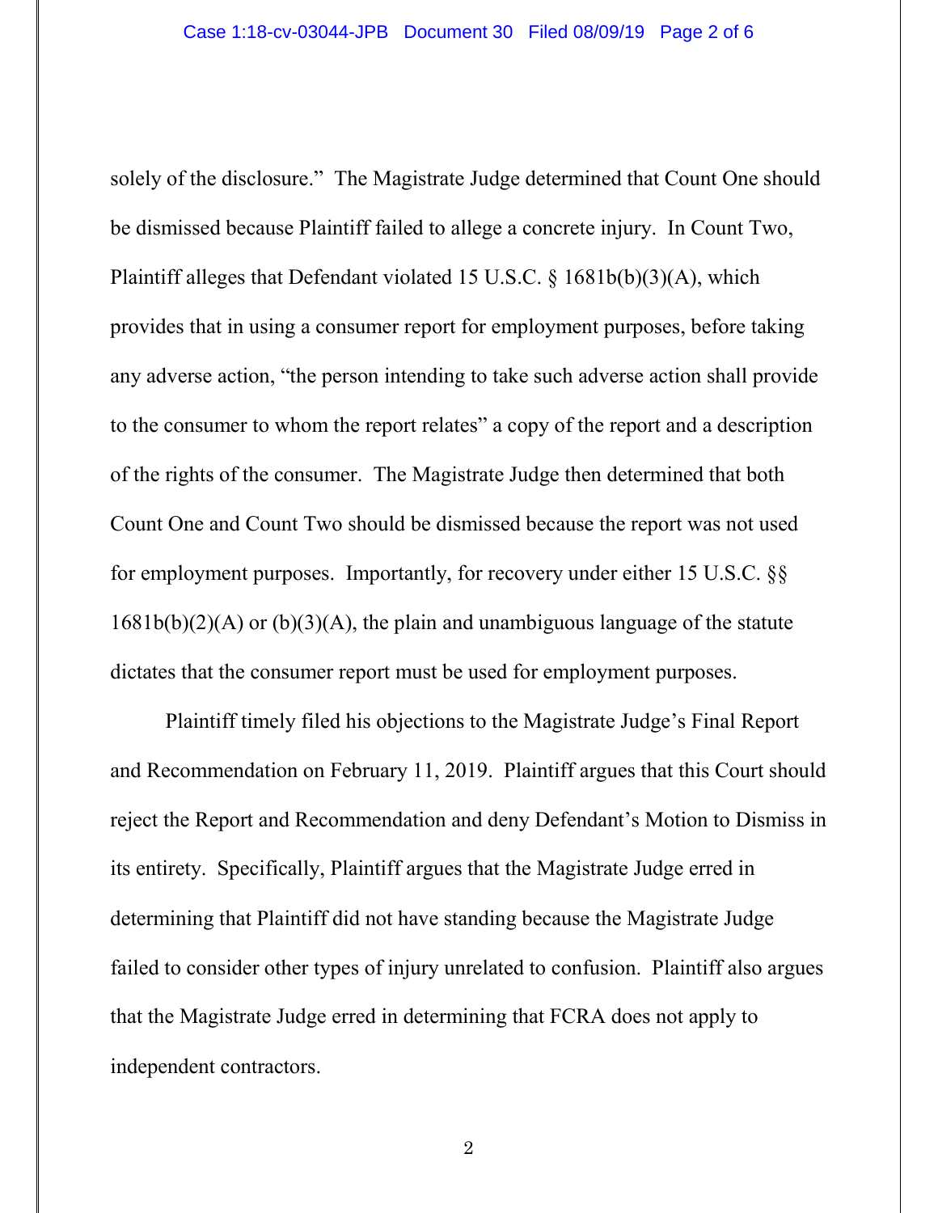solely of the disclosure." The Magistrate Judge determined that Count One should be dismissed because Plaintiff failed to allege a concrete injury. In Count Two, Plaintiff alleges that Defendant violated 15 U.S.C. § 1681b(b)(3)(A), which provides that in using a consumer report for employment purposes, before taking any adverse action, "the person intending to take such adverse action shall provide to the consumer to whom the report relates" a copy of the report and a description of the rights of the consumer. The Magistrate Judge then determined that both Count One and Count Two should be dismissed because the report was not used for employment purposes. Importantly, for recovery under either 15 U.S.C. §§ 1681b(b)(2)(A) or (b)(3)(A), the plain and unambiguous language of the statute dictates that the consumer report must be used for employment purposes.

Plaintiff timely filed his objections to the Magistrate Judge's Final Report and Recommendation on February 11, 2019. Plaintiff argues that this Court should reject the Report and Recommendation and deny Defendant's Motion to Dismiss in its entirety. Specifically, Plaintiff argues that the Magistrate Judge erred in determining that Plaintiff did not have standing because the Magistrate Judge failed to consider other types of injury unrelated to confusion. Plaintiff also argues that the Magistrate Judge erred in determining that FCRA does not apply to independent contractors.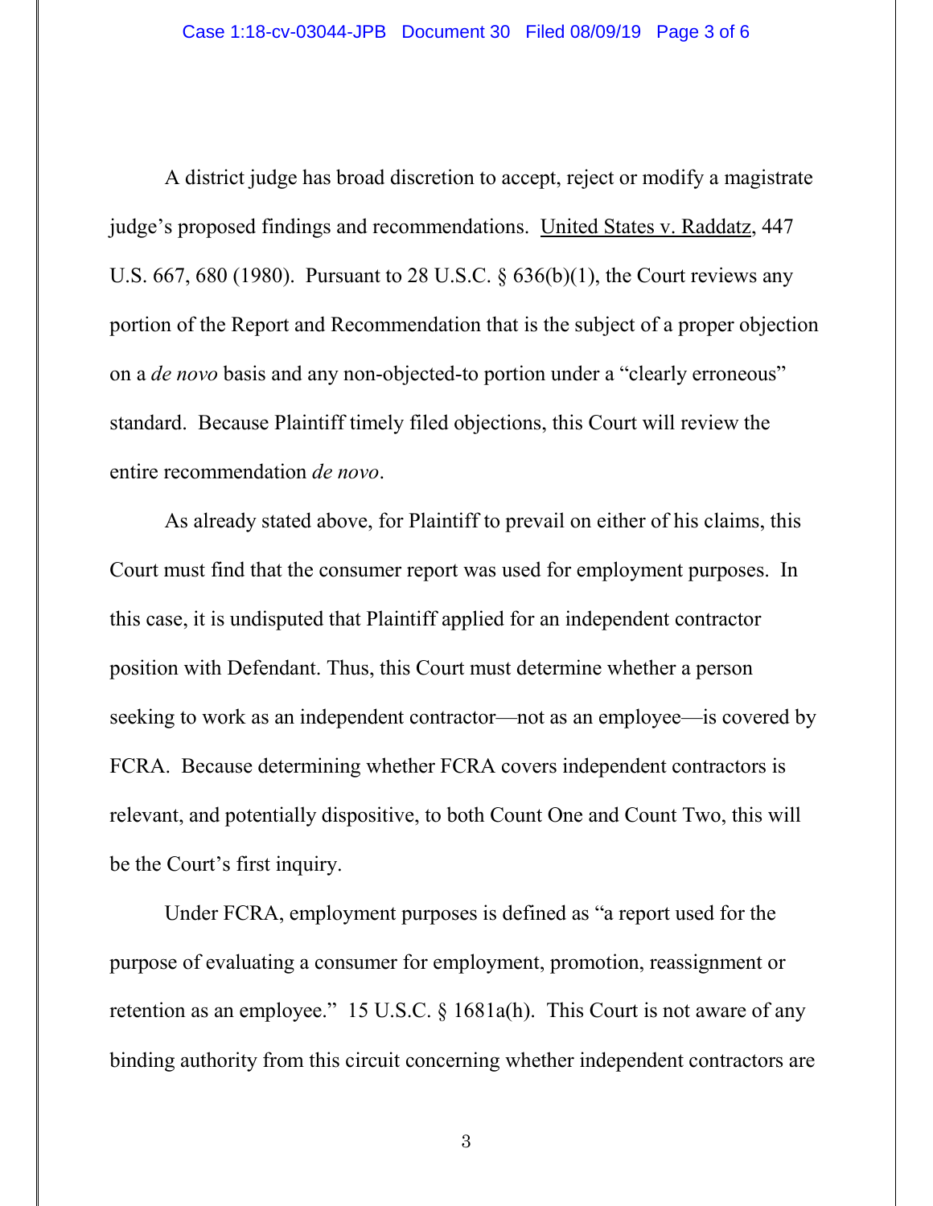A district judge has broad discretion to accept, reject or modify a magistrate judge's proposed findings and recommendations. United States v. Raddatz, 447 U.S. 667, 680 (1980). Pursuant to 28 U.S.C. § 636(b)(1), the Court reviews any portion of the Report and Recommendation that is the subject of a proper objection on a *de novo* basis and any non-objected-to portion under a "clearly erroneous" standard. Because Plaintiff timely filed objections, this Court will review the entire recommendation *de novo*.

As already stated above, for Plaintiff to prevail on either of his claims, this Court must find that the consumer report was used for employment purposes. In this case, it is undisputed that Plaintiff applied for an independent contractor position with Defendant. Thus, this Court must determine whether a person seeking to work as an independent contractor—not as an employee—is covered by FCRA. Because determining whether FCRA covers independent contractors is relevant, and potentially dispositive, to both Count One and Count Two, this will be the Court's first inquiry.

Under FCRA, employment purposes is defined as "a report used for the purpose of evaluating a consumer for employment, promotion, reassignment or retention as an employee." 15 U.S.C. § 1681a(h). This Court is not aware of any binding authority from this circuit concerning whether independent contractors are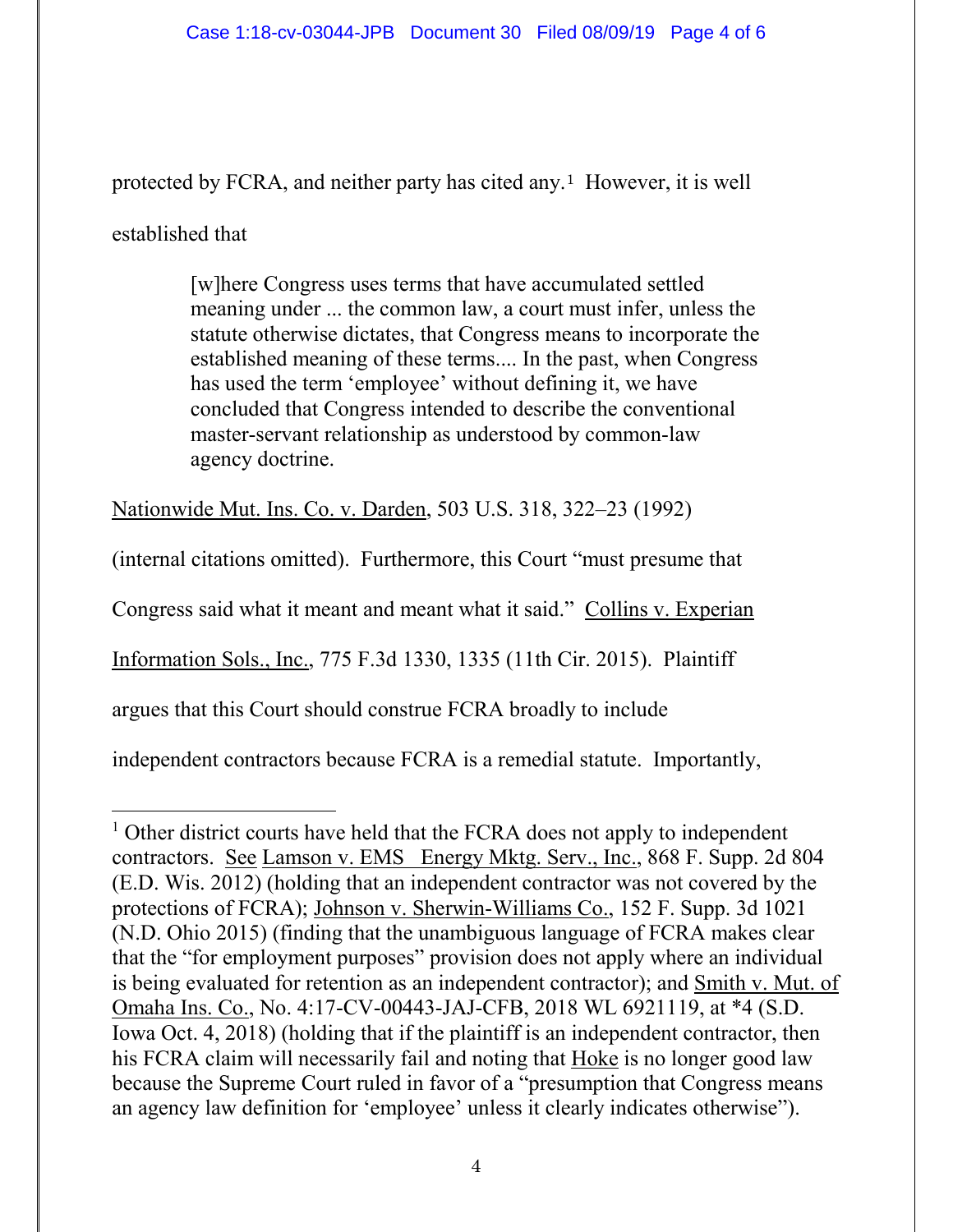protected by FCRA, and neither party has cited any.[1] However, it is well established that

> [w]here Congress uses terms that have accumulated settled meaning under ... the common law, a court must infer, unless the statute otherwise dictates, that Congress means to incorporate the established meaning of these terms.... In the past, when Congress has used the term 'employee' without defining it, we have concluded that Congress intended to describe the conventional master-servant relationship as understood by common-law agency doctrine.

Nationwide Mut. Ins. Co. v. Darden, 503 U.S. 318, 322–23 (1992) (internal citations omitted). Furthermore, this Court "must presume that Congress said what it meant and meant what it said." Collins v. Experian Information Sols., Inc., 775 F.3d 1330, 1335 (11th Cir. 2015). Plaintiff argues that this Court should construe FCRA broadly to include independent contractors because FCRA is a remedial statute. Importantly,

---

[1] Other district courts have held that the FCRA does not apply to independent contractors. See Lamson v. EMS Energy Mktg. Serv., Inc., 868 F. Supp. 2d 804 (E.D. Wis. 2012) (holding that an independent contractor was not covered by the protections of FCRA); Johnson v. Sherwin-Williams Co., 152 F. Supp. 3d 1021 (N.D. Ohio 2015) (finding that the unambiguous language of FCRA makes clear that the "for employment purposes" provision does not apply where an individual is being evaluated for retention as an independent contractor); and Smith v. Mut. of Omaha Ins. Co., No. 4:17-CV-00443-JAJ-CFB, 2018 WL 6921119, at *4 (S.D. Iowa Oct. 4, 2018) (holding that if the plaintiff is an independent contractor, then his FCRA claim will necessarily fail and noting that Hoke is no longer good law because the Supreme Court ruled in favor of a "presumption that Congress means an agency law definition for 'employee' unless it clearly indicates otherwise").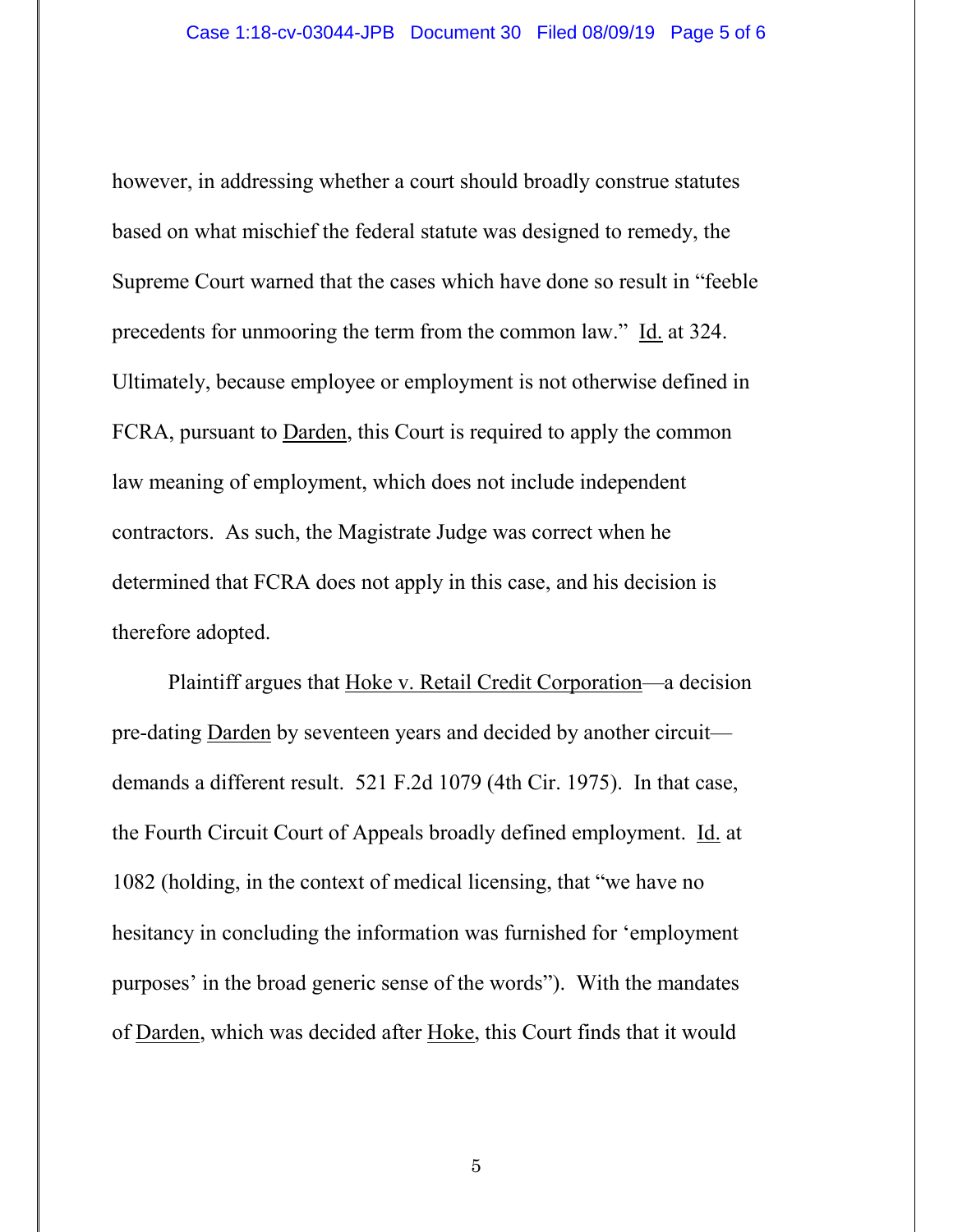however, in addressing whether a court should broadly construe statutes based on what mischief the federal statute was designed to remedy, the Supreme Court warned that the cases which have done so result in "feeble precedents for unmooring the term from the common law." Id. at 324. Ultimately, because employee or employment is not otherwise defined in FCRA, pursuant to Darden, this Court is required to apply the common law meaning of employment, which does not include independent contractors. As such, the Magistrate Judge was correct when he determined that FCRA does not apply in this case, and his decision is therefore adopted.

Plaintiff argues that Hoke v. Retail Credit Corporation—a decision pre-dating Darden by seventeen years and decided by another circuit—demands a different result. 521 F.2d 1079 (4th Cir. 1975). In that case, the Fourth Circuit Court of Appeals broadly defined employment. Id. at 1082 (holding, in the context of medical licensing, that "we have no hesitancy in concluding the information was furnished for 'employment purposes' in the broad generic sense of the words"). With the mandates of Darden, which was decided after Hoke, this Court finds that it would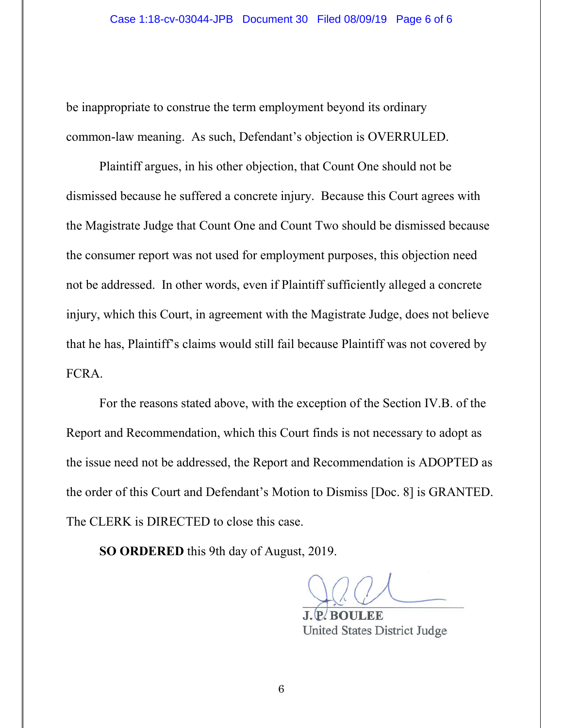be inappropriate to construe the term employment beyond its ordinary common-law meaning. As such, Defendant's objection is OVERRULED.

Plaintiff argues, in his other objection, that Count One should not be dismissed because he suffered a concrete injury. Because this Court agrees with the Magistrate Judge that Count One and Count Two should be dismissed because the consumer report was not used for employment purposes, this objection need not be addressed. In other words, even if Plaintiff sufficiently alleged a concrete injury, which this Court, in agreement with the Magistrate Judge, does not believe that he has, Plaintiff's claims would still fail because Plaintiff was not covered by FCRA.

For the reasons stated above, with the exception of the Section IV.B. of the Report and Recommendation, which this Court finds is not necessary to adopt as the issue need not be addressed, the Report and Recommendation is ADOPTED as the order of this Court and Defendant's Motion to Dismiss [Doc. 8] is GRANTED. The CLERK is DIRECTED to close this case.

**SO ORDERED** this 9th day of August, 2019.

J. P. BOULEE
United States District Judge